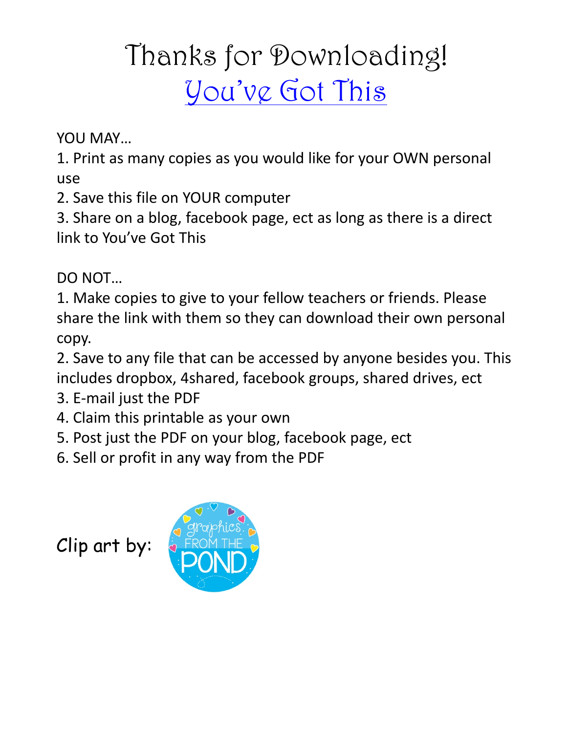# Thanks for Downloading!
## [You've Got This]

YOU MAY…

1. Print as many copies as you would like for your OWN personal use
2. Save this file on YOUR computer
3. Share on a blog, facebook page, ect as long as there is a direct link to You've Got This

DO NOT…

1. Make copies to give to your fellow teachers or friends. Please share the link with them so they can download their own personal copy.
2. Save to any file that can be accessed by anyone besides you. This includes dropbox, 4shared, facebook groups, shared drives, ect
3. E-mail just the PDF
4. Claim this printable as your own
5. Post just the PDF on your blog, facebook page, ect
6. Sell or profit in any way from the PDF

Clip art by: graphics FROM THE POND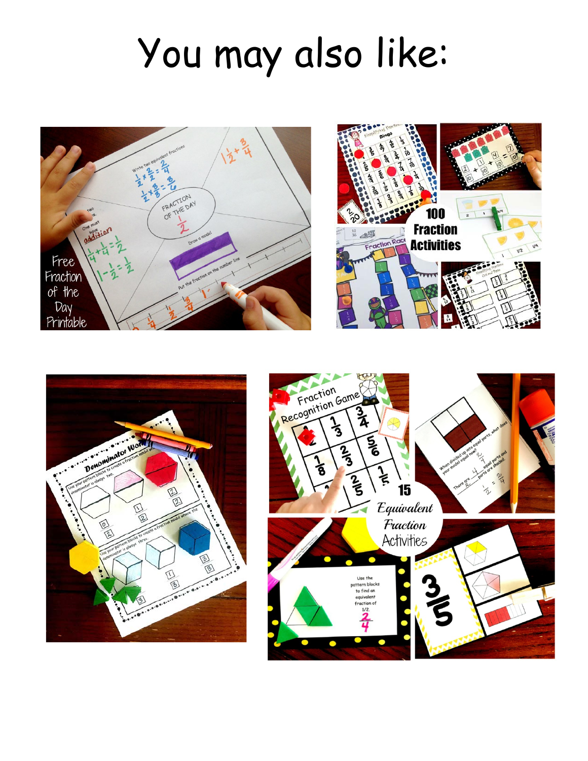# You may also like:

Free Fraction of the Day Printable

100 Fraction Activities

15 Equivalent Fraction Activities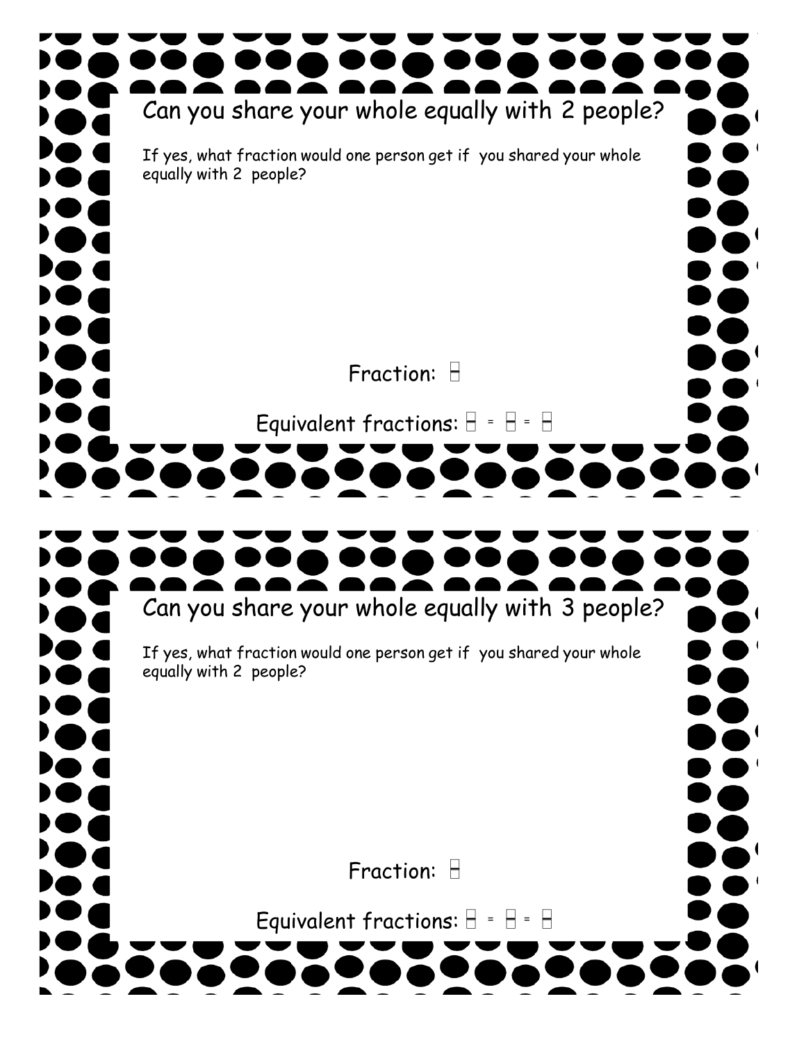## Can you share your whole equally with 2 people?

If yes, what fraction would one person get if you shared your whole equally with 2 people?

Fraction: ☐

Equivalent fractions: ☐ = ☐ = ☐

## Can you share your whole equally with 3 people?

If yes, what fraction would one person get if you shared your whole equally with 2 people?

Fraction: ☐

Equivalent fractions: ☐ = ☐ = ☐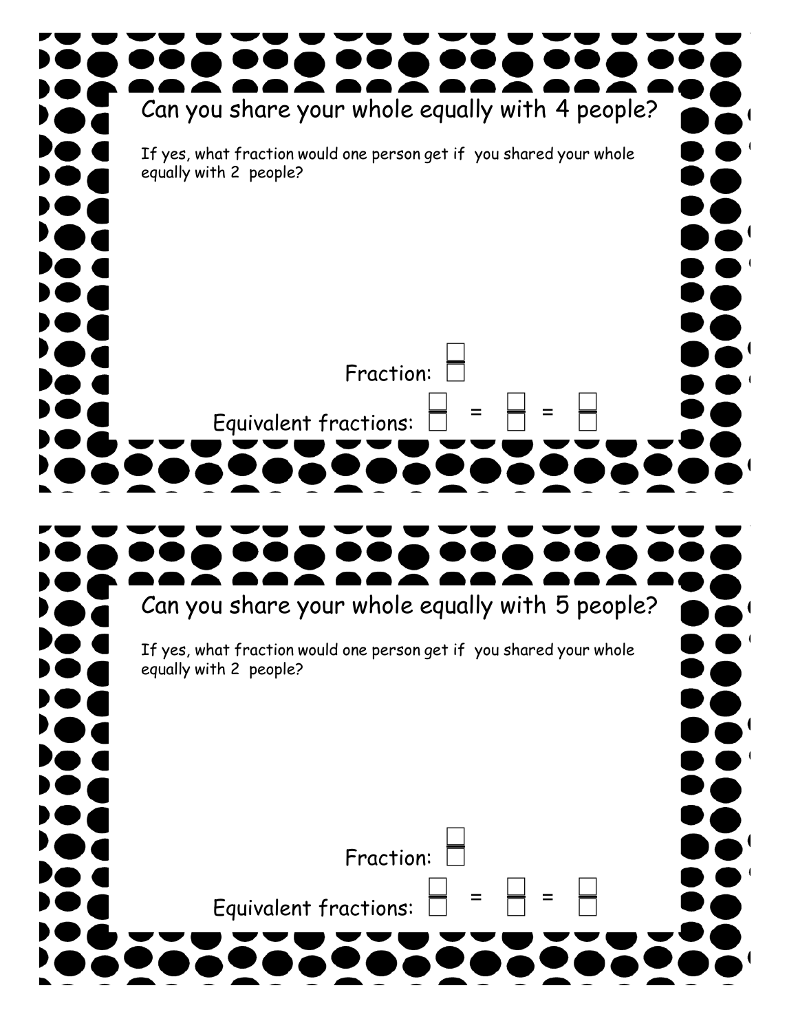## Can you share your whole equally with 4 people?

If yes, what fraction would one person get if you shared your whole equally with 2 people?

Fraction: $\frac{\square}{\square}$

Equivalent fractions: $\frac{\square}{\square} = \frac{\square}{\square} = \frac{\square}{\square}$

## Can you share your whole equally with 5 people?

If yes, what fraction would one person get if you shared your whole equally with 2 people?

Fraction: $\frac{\square}{\square}$

Equivalent fractions: $\frac{\square}{\square} = \frac{\square}{\square} = \frac{\square}{\square}$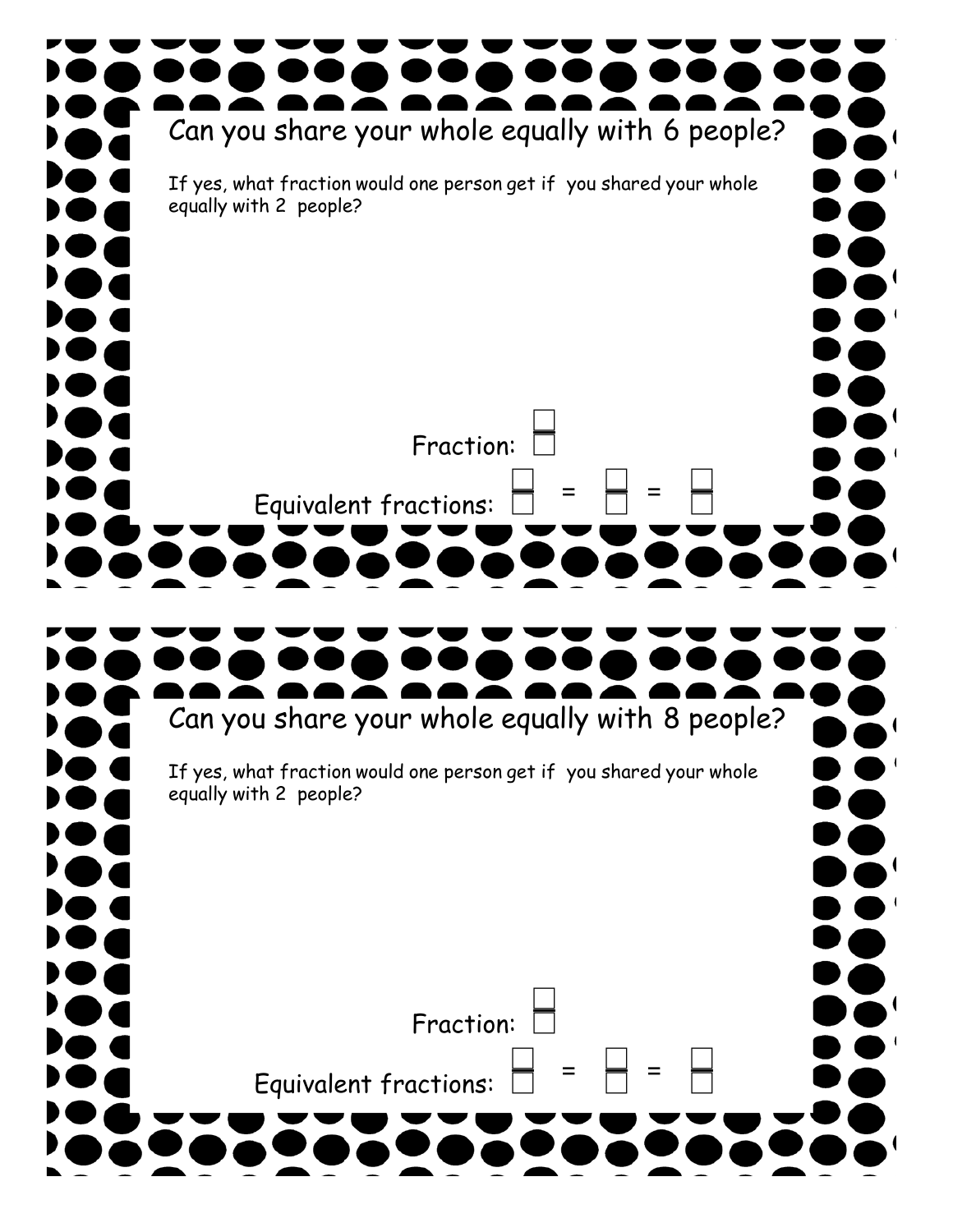## Can you share your whole equally with 6 people?

If yes, what fraction would one person get if you shared your whole equally with 2 people?

Fraction: $\frac{\square}{\square}$

Equivalent fractions: $\frac{\square}{\square} = \frac{\square}{\square} = \frac{\square}{\square}$

## Can you share your whole equally with 8 people?

If yes, what fraction would one person get if you shared your whole equally with 2 people?

Fraction: $\frac{\square}{\square}$

Equivalent fractions: $\frac{\square}{\square} = \frac{\square}{\square} = \frac{\square}{\square}$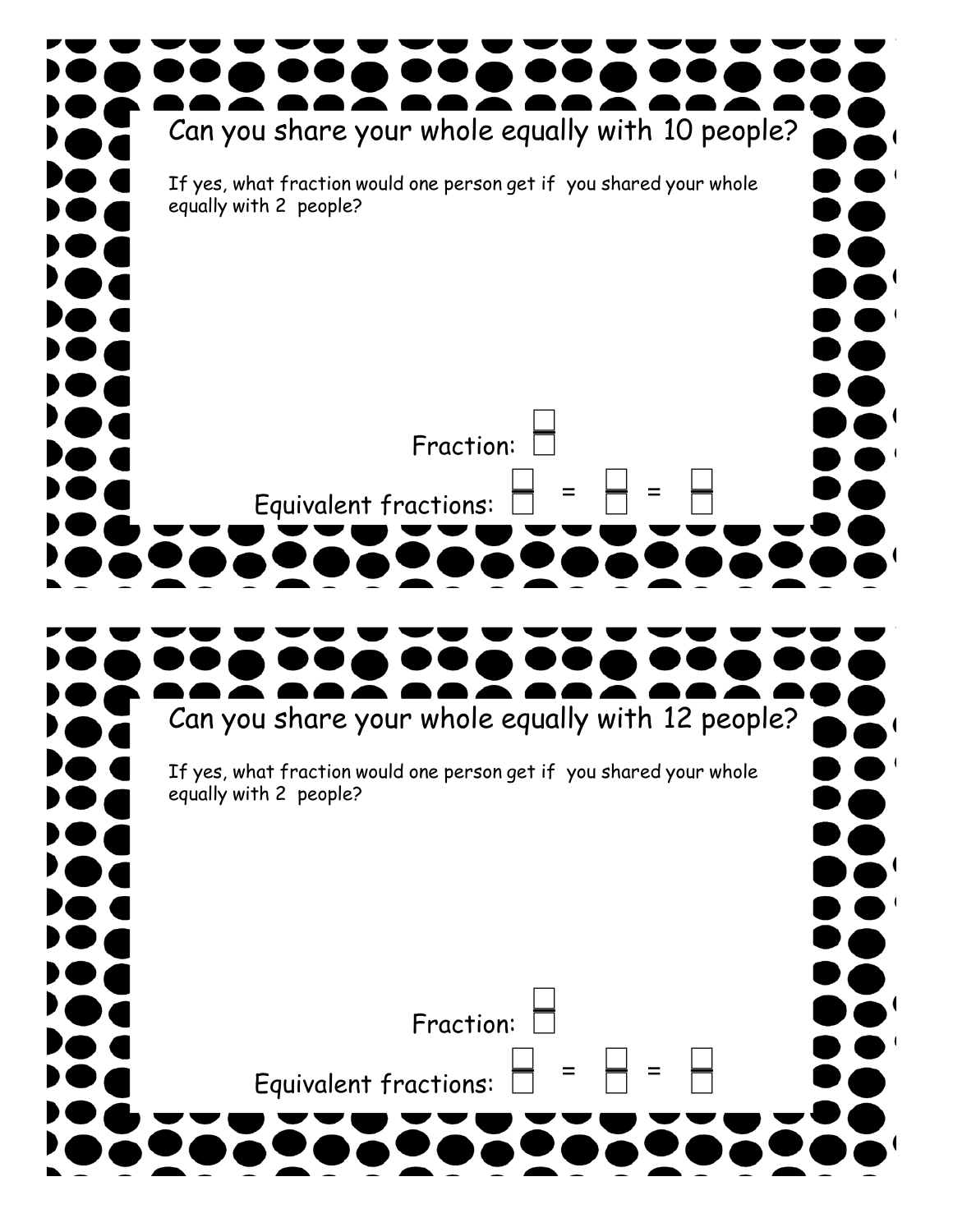## Can you share your whole equally with 10 people?

If yes, what fraction would one person get if you shared your whole equally with 2 people?

Fraction: $\frac{\square}{\square}$

Equivalent fractions: $\frac{\square}{\square} = \frac{\square}{\square} = \frac{\square}{\square}$

## Can you share your whole equally with 12 people?

If yes, what fraction would one person get if you shared your whole equally with 2 people?

Fraction: $\frac{\square}{\square}$

Equivalent fractions: $\frac{\square}{\square} = \frac{\square}{\square} = \frac{\square}{\square}$